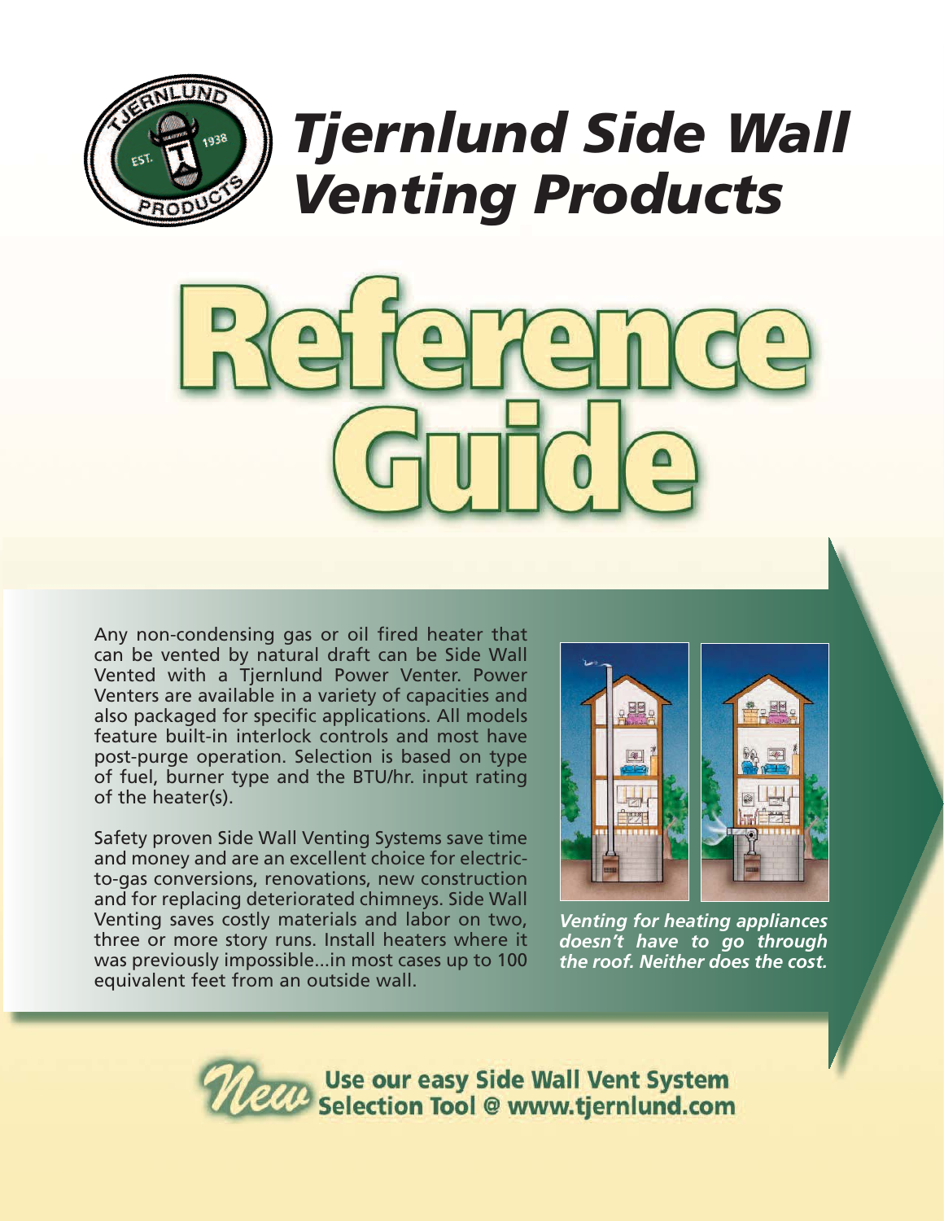# Tjernlund Side Wall Venting Products

# Reference Guide

Any non-condensing gas or oil fired heater that can be vented by natural draft can be Side Wall Vented with a Tjernlund Power Venter. Power Venters are available in a variety of capacities and also packaged for specific applications. All models feature built-in interlock controls and most have post-purge operation. Selection is based on type of fuel, burner type and the BTU/hr. input rating of the heater(s).

Safety proven Side Wall Venting Systems save time and money and are an excellent choice for electric-to-gas conversions, renovations, new construction and for replacing deteriorated chimneys. Side Wall Venting saves costly materials and labor on two, three or more story runs. Install heaters where it was previously impossible...in most cases up to 100 equivalent feet from an outside wall.

*Venting for heating appliances doesn't have to go through the roof. Neither does the cost.*

**New** **Use our easy Side Wall Vent System Selection Tool @ www.tjernlund.com**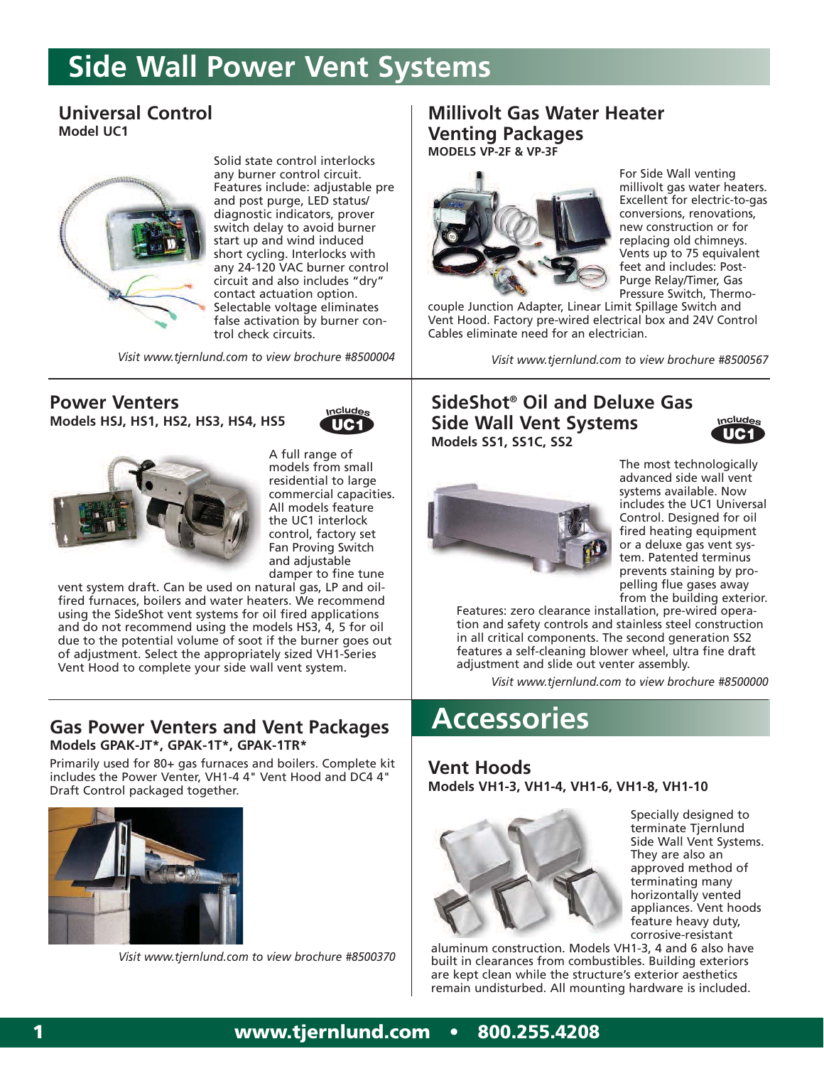# Side Wall Power Vent Systems

## Universal Control

**Model UC1**

Solid state control interlocks any burner control circuit. Features include: adjustable pre and post purge, LED status/diagnostic indicators, prover switch delay to avoid burner start up and wind induced short cycling. Interlocks with any 24-120 VAC burner control circuit and also includes "dry" contact actuation option. Selectable voltage eliminates false activation by burner control check circuits.

*Visit www.tjernlund.com to view brochure #8500004*

## Power Venters

**Models HSJ, HS1, HS2, HS3, HS4, HS5**

Includes UC1

A full range of models from small residential to large commercial capacities. All models feature the UC1 interlock control, factory set Fan Proving Switch and adjustable damper to fine tune vent system draft. Can be used on natural gas, LP and oil-fired furnaces, boilers and water heaters. We recommend using the SideShot vent systems for oil fired applications and do not recommend using the models HS3, 4, 5 for oil due to the potential volume of soot if the burner goes out of adjustment. Select the appropriately sized VH1-Series Vent Hood to complete your side wall vent system.

## Gas Power Venters and Vent Packages

**Models GPAK-JT*, GPAK-1T*, GPAK-1TR***

Primarily used for 80+ gas furnaces and boilers. Complete kit includes the Power Venter, VH1-4 4" Vent Hood and DC4 4" Draft Control packaged together.

*Visit www.tjernlund.com to view brochure #8500370*

## Millivolt Gas Water Heater Venting Packages

**MODELS VP-2F & VP-3F**

For Side Wall venting millivolt gas water heaters. Excellent for electric-to-gas conversions, renovations, new construction or for replacing old chimneys. Vents up to 75 equivalent feet and includes: Post-Purge Relay/Timer, Gas Pressure Switch, Thermocouple Junction Adapter, Linear Limit Spillage Switch and Vent Hood. Factory pre-wired electrical box and 24V Control Cables eliminate need for an electrician.

*Visit www.tjernlund.com to view brochure #8500567*

## SideShot® Oil and Deluxe Gas Side Wall Vent Systems

**Models SS1, SS1C, SS2**

Includes UC1

The most technologically advanced side wall vent systems available. Now includes the UC1 Universal Control. Designed for oil fired heating equipment or a deluxe gas vent system. Patented terminus prevents staining by propelling flue gases away from the building exterior. Features: zero clearance installation, pre-wired operation and safety controls and stainless steel construction in all critical components. The second generation SS2 features a self-cleaning blower wheel, ultra fine draft adjustment and slide out venter assembly.

*Visit www.tjernlund.com to view brochure #8500000*

# Accessories

## Vent Hoods

**Models VH1-3, VH1-4, VH1-6, VH1-8, VH1-10**

Specially designed to terminate Tjernlund Side Wall Vent Systems. They are also an approved method of terminating many horizontally vented appliances. Vent hoods feature heavy duty, corrosive-resistant aluminum construction. Models VH1-3, 4 and 6 also have built in clearances from combustibles. Building exteriors are kept clean while the structure's exterior aesthetics remain undisturbed. All mounting hardware is included.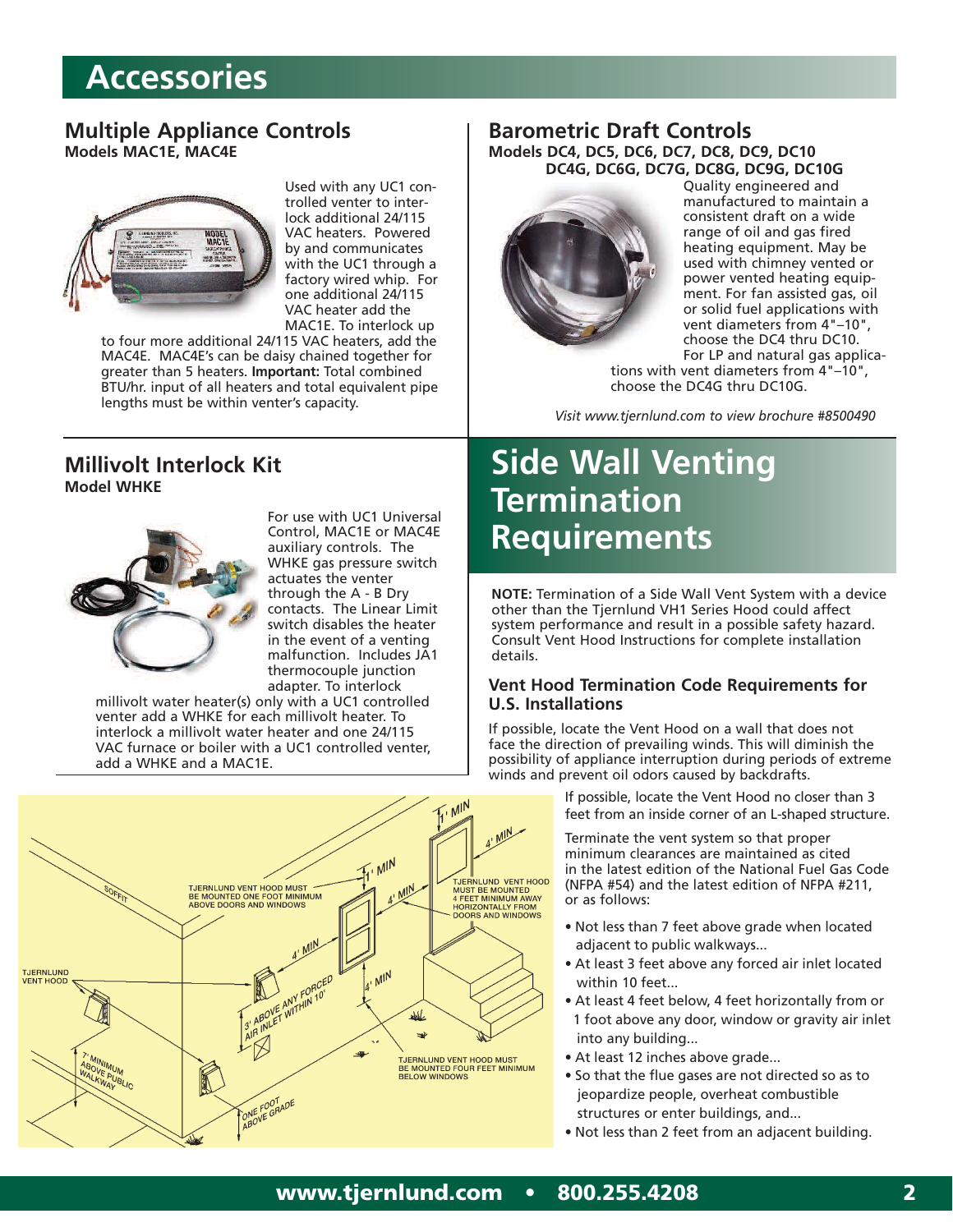# Accessories

## Multiple Appliance Controls

**Models MAC1E, MAC4E**

Used with any UC1 controlled venter to interlock additional 24/115 VAC heaters. Powered by and communicates with the UC1 through a factory wired whip. For one additional 24/115 VAC heater add the MAC1E. To interlock up to four more additional 24/115 VAC heaters, add the MAC4E. MAC4E's can be daisy chained together for greater than 5 heaters. **Important:** Total combined BTU/hr. input of all heaters and total equivalent pipe lengths must be within venter's capacity.

## Millivolt Interlock Kit

**Model WHKE**

For use with UC1 Universal Control, MAC1E or MAC4E auxiliary controls. The WHKE gas pressure switch actuates the venter through the A - B Dry contacts. The Linear Limit switch disables the heater in the event of a venting malfunction. Includes JA1 thermocouple junction adapter. To interlock millivolt water heater(s) only with a UC1 controlled venter add a WHKE for each millivolt heater. To interlock a millivolt water heater and one 24/115 VAC furnace or boiler with a UC1 controlled venter, add a WHKE and a MAC1E.

## Barometric Draft Controls

**Models DC4, DC5, DC6, DC7, DC8, DC9, DC10 DC4G, DC6G, DC7G, DC8G, DC9G, DC10G**

Quality engineered and manufactured to maintain a consistent draft on a wide range of oil and gas fired heating equipment. May be used with chimney vented or power vented heating equipment. For fan assisted gas, oil or solid fuel applications with vent diameters from 4"–10", choose the DC4 thru DC10. For LP and natural gas applications with vent diameters from 4"–10", choose the DC4G thru DC10G.

*Visit www.tjernlund.com to view brochure #8500490*

# Side Wall Venting Termination Requirements

**NOTE:** Termination of a Side Wall Vent System with a device other than the Tjernlund VH1 Series Hood could affect system performance and result in a possible safety hazard. Consult Vent Hood Instructions for complete installation details.

### Vent Hood Termination Code Requirements for U.S. Installations

If possible, locate the Vent Hood on a wall that does not face the direction of prevailing winds. This will diminish the possibility of appliance interruption during periods of extreme winds and prevent oil odors caused by backdrafts.

If possible, locate the Vent Hood no closer than 3 feet from an inside corner of an L-shaped structure.

Terminate the vent system so that proper minimum clearances are maintained as cited in the latest edition of the National Fuel Gas Code (NFPA #54) and the latest edition of NFPA #211, or as follows:

- Not less than 7 feet above grade when located adjacent to public walkways...
- At least 3 feet above any forced air inlet located within 10 feet...
- At least 4 feet below, 4 feet horizontally from or 1 foot above any door, window or gravity air inlet into any building...
- At least 12 inches above grade...
- So that the flue gases are not directed so as to jeopardize people, overheat combustible structures or enter buildings, and...
- Not less than 2 feet from an adjacent building.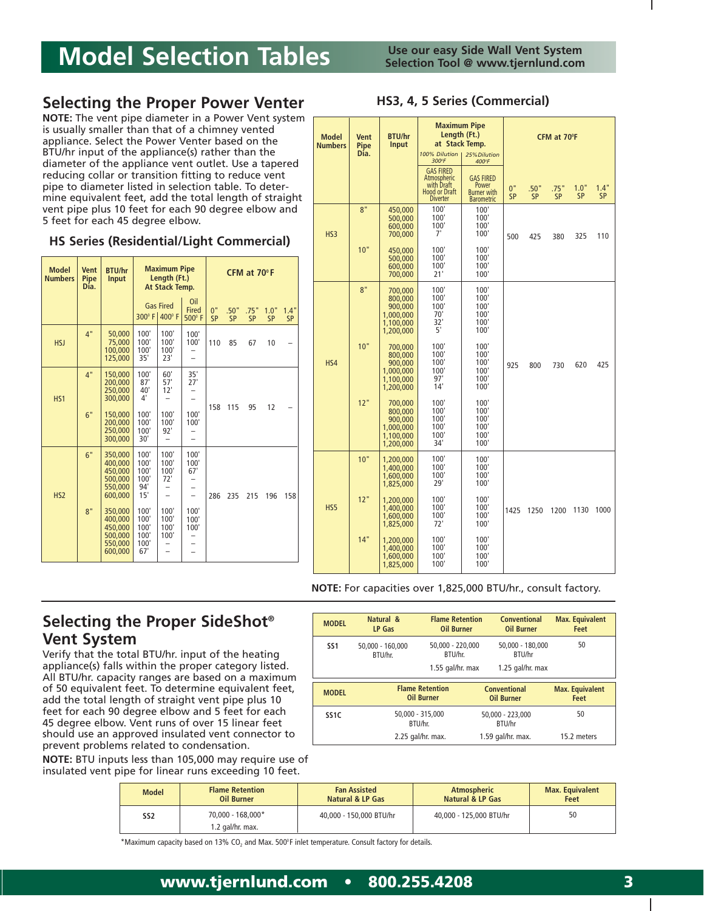# Model Selection Tables

**Use our easy Side Wall Vent System Selection Tool @ www.tjernlund.com**

## Selecting the Proper Power Venter

**NOTE:** The vent pipe diameter in a Power Vent system is usually smaller than that of a chimney vented appliance. Select the Power Venter based on the BTU/hr input of the appliance(s) rather than the diameter of the appliance vent outlet. Use a tapered reducing collar or transition fitting to reduce vent pipe to diameter listed in selection table. To determine equivalent feet, add the total length of straight vent pipe plus 10 feet for each 90 degree elbow and 5 feet for each 45 degree elbow.

### HS Series (Residential/Light Commercial)

| Model Numbers | Vent Pipe Dia. | BTU/hr Input | Maximum Pipe Length (Ft.) At Stack Temp. | | | CFM at 70°F | | | | |
|---|---|---|---|---|---|---|---|---|---|---|
| | | | Gas Fired | | Oil Fired | | | | | |
| | | | 300° F | 400° F | 500° F | 0" SP | .50" SP | .75" SP | 1.0" SP | 1.4" SP |
| HSJ | 4" | 50,000 | 100' | 100' | 100' | 110 | 85 | 67 | 10 | – |
| | | 75,000 | 100' | 100' | 100' | | | | | |
| | | 100,000 | 100' | 100' | – | | | | | |
| | | 125,000 | 35' | 23' | – | | | | | |
| HS1 | 4" | 150,000 | 100' | 60' | 35' | 158 | 115 | 95 | 12 | – |
| | | 200,000 | 87' | 57' | 27' | | | | | |
| | | 250,000 | 40' | 12' | – | | | | | |
| | | 300,000 | 4' | – | – | | | | | |
| | 6" | 150,000 | 100' | 100' | 100' | | | | | |
| | | 200,000 | 100' | 100' | 100' | | | | | |
| | | 250,000 | 100' | 92' | – | | | | | |
| | | 300,000 | 30' | – | – | | | | | |
| HS2 | 6" | 350,000 | 100' | 100' | 100' | 286 | 235 | 215 | 196 | 158 |
| | | 400,000 | 100' | 100' | 100' | | | | | |
| | | 450,000 | 100' | 100' | 67' | | | | | |
| | | 500,000 | 100' | 72' | – | | | | | |
| | | 550,000 | 94' | – | – | | | | | |
| | | 600,000 | 15' | – | – | | | | | |
| | 8" | 350,000 | 100' | 100' | 100' | | | | | |
| | | 400,000 | 100' | 100' | 100' | | | | | |
| | | 450,000 | 100' | 100' | 100' | | | | | |
| | | 500,000 | 100' | 100' | – | | | | | |
| | | 550,000 | 100' | – | – | | | | | |
| | | 600,000 | 67' | – | – | | | | | |

### HS3, 4, 5 Series (Commercial)

| Model Numbers | Vent Pipe Dia. | BTU/hr Input | Maximum Pipe Length (Ft.) at Stack Temp. | | CFM at 70°F | | | | |
|---|---|---|---|---|---|---|---|---|---|
| | | | 100% Dilution 300°F | 25% Dilution 400°F | | | | | |
| | | | GAS FIRED Atmospheric with Draft Hood or Draft Diverter | GAS FIRED Power Burner with Barometric | 0" SP | .50" SP | .75" SP | 1.0" SP | 1.4" SP |
| HS3 | 8" | 450,000 | 100' | 100' | 500 | 425 | 380 | 325 | 110 |
| | | 500,000 | 100' | 100' | | | | | |
| | | 600,000 | 100' | 100' | | | | | |
| | | 700,000 | 7' | 100' | | | | | |
| | 10" | 450,000 | 100' | 100' | | | | | |
| | | 500,000 | 100' | 100' | | | | | |
| | | 600,000 | 100' | 100' | | | | | |
| | | 700,000 | 21' | 100' | | | | | |
| HS4 | 8" | 700,000 | 100' | 100' | 925 | 800 | 730 | 620 | 425 |
| | | 800,000 | 100' | 100' | | | | | |
| | | 900,000 | 100' | 100' | | | | | |
| | | 1,000,000 | 70' | 100' | | | | | |
| | | 1,100,000 | 32' | 100' | | | | | |
| | | 1,200,000 | 5' | 100' | | | | | |
| | 10" | 700,000 | 100' | 100' | | | | | |
| | | 800,000 | 100' | 100' | | | | | |
| | | 900,000 | 100' | 100' | | | | | |
| | | 1,000,000 | 100' | 100' | | | | | |
| | | 1,100,000 | 97' | 100' | | | | | |
| | | 1,200,000 | 14' | 100' | | | | | |
| | 12" | 700,000 | 100' | 100' | | | | | |
| | | 800,000 | 100' | 100' | | | | | |
| | | 900,000 | 100' | 100' | | | | | |
| | | 1,000,000 | 100' | 100' | | | | | |
| | | 1,100,000 | 100' | 100' | | | | | |
| | | 1,200,000 | 34' | 100' | | | | | |
| HS5 | 10" | 1,200,000 | 100' | 100' | 1425 | 1250 | 1200 | 1130 | 1000 |
| | | 1,400,000 | 100' | 100' | | | | | |
| | | 1,600,000 | 100' | 100' | | | | | |
| | | 1,825,000 | 29' | 100' | | | | | |
| | 12" | 1,200,000 | 100' | 100' | | | | | |
| | | 1,400,000 | 100' | 100' | | | | | |
| | | 1,600,000 | 100' | 100' | | | | | |
| | | 1,825,000 | 72' | 100' | | | | | |
| | 14" | 1,200,000 | 100' | 100' | | | | | |
| | | 1,400,000 | 100' | 100' | | | | | |
| | | 1,600,000 | 100' | 100' | | | | | |
| | | 1,825,000 | 100' | 100' | | | | | |

**NOTE:** For capacities over 1,825,000 BTU/hr., consult factory.

## Selecting the Proper SideShot® Vent System

Verify that the total BTU/hr. input of the heating appliance(s) falls within the proper category listed. All BTU/hr. capacity ranges are based on a maximum of 50 equivalent feet. To determine equivalent feet, add the total length of straight vent pipe plus 10 feet for each 90 degree elbow and 5 feet for each 45 degree elbow. Vent runs of over 15 linear feet should use an approved insulated vent connector to prevent problems related to condensation.

**NOTE:** BTU inputs less than 105,000 may require use of insulated vent pipe for linear runs exceeding 10 feet.

| MODEL | Natural & LP Gas | Flame Retention Oil Burner | Conventional Oil Burner | Max. Equivalent Feet |
|---|---|---|---|---|
| SS1 | 50,000 - 160,000 BTU/hr. | 50,000 - 220,000 BTU/hr. 1.55 gal/hr. max | 50,000 - 180,000 BTU/hr 1.25 gal/hr. max | 50 |

| MODEL | Flame Retention Oil Burner | Conventional Oil Burner | Max. Equivalent Feet |
|---|---|---|---|
| SS1C | 50,000 - 315,000 BTU/hr. 2.25 gal/hr. max. | 50,000 - 223,000 BTU/hr 1.59 gal/hr. max. | 50 15.2 meters |

| Model | Flame Retention Oil Burner | Fan Assisted Natural & LP Gas | Atmospheric Natural & LP Gas | Max. Equivalent Feet |
|---|---|---|---|---|
| SS2 | 70,000 - 168,000* 1.2 gal/hr. max. | 40,000 - 150,000 BTU/hr | 40,000 - 125,000 BTU/hr | 50 |

*Maximum capacity based on 13% $CO_2$ and Max. 500°F inlet temperature. Consult factory for details.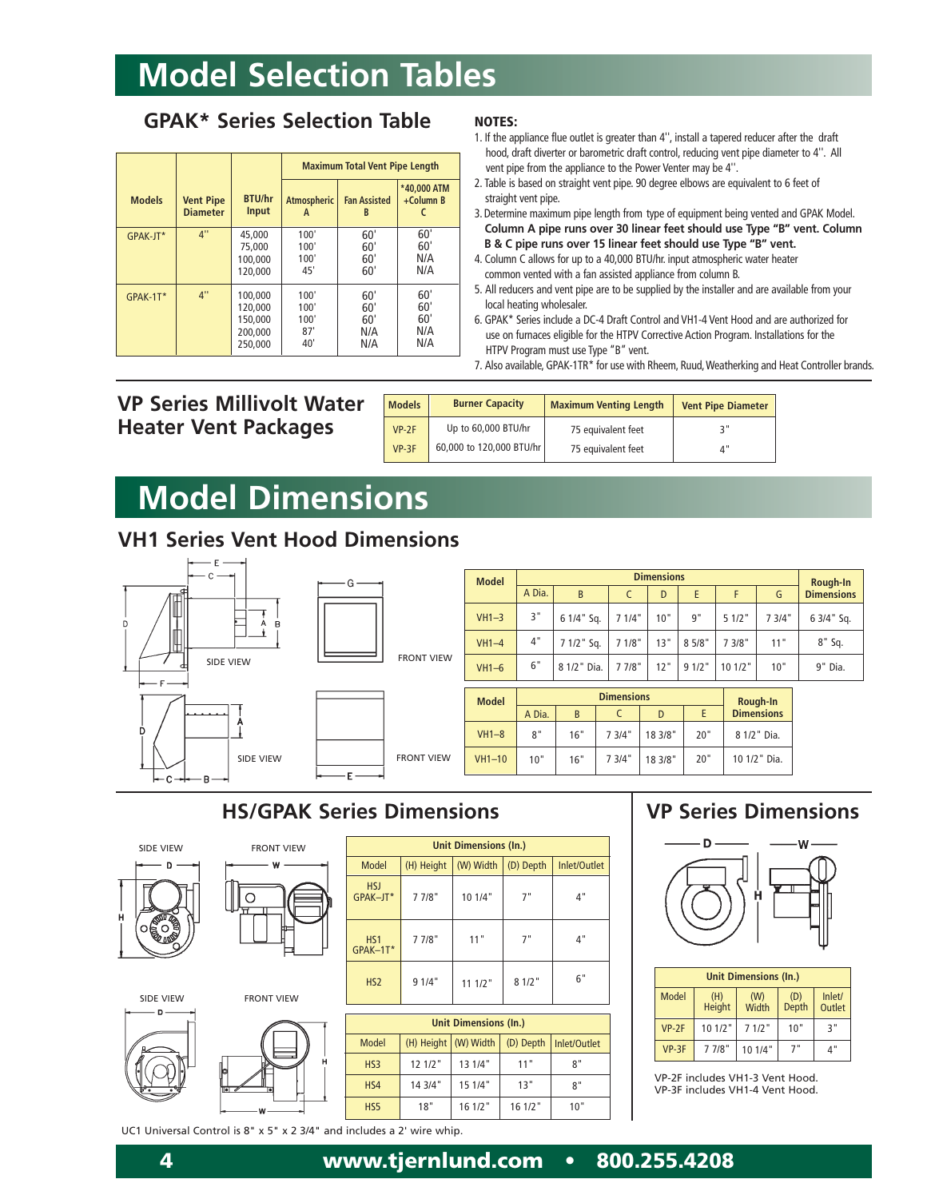# Model Selection Tables

## GPAK* Series Selection Table

| Models | Vent Pipe Diameter | BTU/hr Input | Maximum Total Vent Pipe Length | | |
|---|---|---|---|---|---|
| | | | Atmospheric A | Fan Assisted B | *40,000 ATM +Column B C |
| GPAK-JT* | 4" | 45,000<br>75,000<br>100,000<br>120,000 | 100'<br>100'<br>100'<br>45' | 60'<br>60'<br>60'<br>60' | 60'<br>60'<br>N/A<br>N/A |
| GPAK-1T* | 4" | 100,000<br>120,000<br>150,000<br>200,000<br>250,000 | 100'<br>100'<br>100'<br>87'<br>40' | 60'<br>60'<br>60'<br>N/A<br>N/A | 60'<br>60'<br>60'<br>N/A<br>N/A |

**NOTES:**

1. If the appliance flue outlet is greater than 4'', install a tapered reducer after the draft hood, draft diverter or barometric draft control, reducing vent pipe diameter to 4''. All vent pipe from the appliance to the Power Venter may be 4''.
2. Table is based on straight vent pipe. 90 degree elbows are equivalent to 6 feet of straight vent pipe.
3. Determine maximum pipe length from type of equipment being vented and GPAK Model. **Column A pipe runs over 30 linear feet should use Type "B" vent. Column B & C pipe runs over 15 linear feet should use Type "B" vent.**
4. Column C allows for up to a 40,000 BTU/hr. input atmospheric water heater common vented with a fan assisted appliance from column B.
5. All reducers and vent pipe are to be supplied by the installer and are available from your local heating wholesaler.
6. GPAK* Series include a DC-4 Draft Control and VH1-4 Vent Hood and are authorized for use on furnaces eligible for the HTPV Corrective Action Program. Installations for the HTPV Program must use Type "B" vent.
7. Also available, GPAK-1TR* for use with Rheem, Ruud, Weatherking and Heat Controller brands.

## VP Series Millivolt Water Heater Vent Packages

| Models | Burner Capacity | Maximum Venting Length | Vent Pipe Diameter |
|---|---|---|---|
| VP-2F | Up to 60,000 BTU/hr | 75 equivalent feet | 3" |
| VP-3F | 60,000 to 120,000 BTU/hr | 75 equivalent feet | 4" |

# Model Dimensions

## VH1 Series Vent Hood Dimensions

SIDE VIEW FRONT VIEW

| Model | Dimensions | | | | | | | Rough-In Dimensions |
|---|---|---|---|---|---|---|---|---|
| | A Dia. | B | C | D | E | F | G | |
| VH1–3 | 3" | 6 1/4" Sq. | 7 1/4" | 10" | 9" | 5 1/2" | 7 3/4" | 6 3/4" Sq. |
| VH1–4 | 4" | 7 1/2" Sq. | 7 1/8" | 13" | 8 5/8" | 7 3/8" | 11" | 8" Sq. |
| VH1–6 | 6" | 8 1/2" Dia. | 7 7/8" | 12" | 9 1/2" | 10 1/2" | 10" | 9" Dia. |

SIDE VIEW FRONT VIEW

| Model | Dimensions | | | | | Rough-In Dimensions |
|---|---|---|---|---|---|---|
| | A Dia. | B | C | D | E | |
| VH1–8 | 8" | 16" | 7 3/4" | 18 3/8" | 20" | 8 1/2" Dia. |
| VH1–10 | 10" | 16" | 7 3/4" | 18 3/8" | 20" | 10 1/2" Dia. |

## HS/GPAK Series Dimensions

SIDE VIEW FRONT VIEW

| Model | Unit Dimensions (In.) | | | |
|---|---|---|---|---|
| | (H) Height | (W) Width | (D) Depth | Inlet/Outlet |
| HSJ GPAK–JT* | 7 7/8" | 10 1/4" | 7" | 4" |
| HS1 GPAK–1T* | 7 7/8" | 11" | 7" | 4" |
| HS2 | 9 1/4" | 11 1/2" | 8 1/2" | 6" |

SIDE VIEW FRONT VIEW

| Model | Unit Dimensions (In.) | | | |
|---|---|---|---|---|
| | (H) Height | (W) Width | (D) Depth | Inlet/Outlet |
| HS3 | 12 1/2" | 13 1/4" | 11" | 8" |
| HS4 | 14 3/4" | 15 1/4" | 13" | 8" |
| HS5 | 18" | 16 1/2" | 16 1/2" | 10" |

UC1 Universal Control is 8" x 5" x 2 3/4" and includes a 2' wire whip.

## VP Series Dimensions

| Model | Unit Dimensions (In.) | | | |
|---|---|---|---|---|
| | (H) Height | (W) Width | (D) Depth | Inlet/ Outlet |
| VP-2F | 10 1/2" | 7 1/2" | 10" | 3" |
| VP-3F | 7 7/8" | 10 1/4" | 7" | 4" |

VP-2F includes VH1-3 Vent Hood.
VP-3F includes VH1-4 Vent Hood.

www.tjernlund.com • 800.255.4208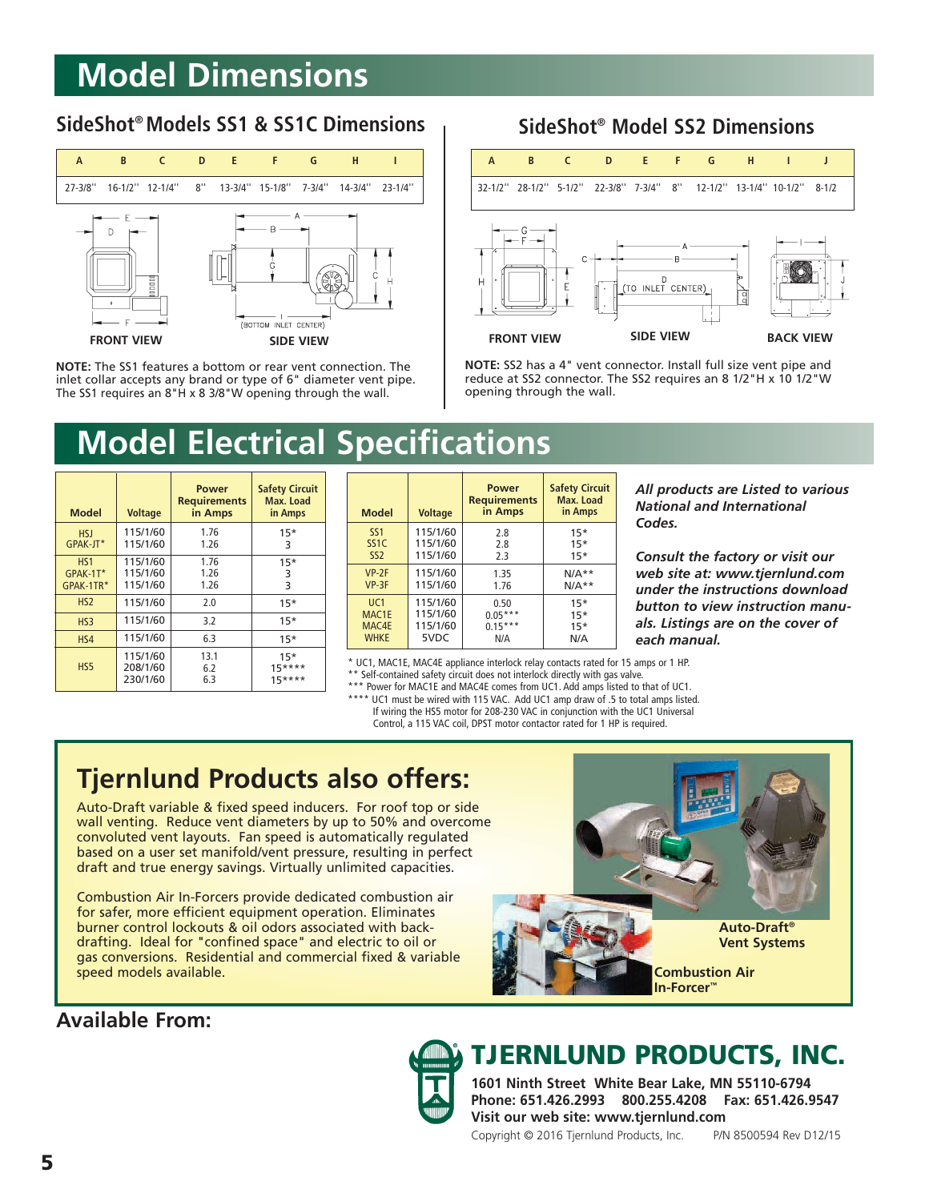# Model Dimensions

## SideShot® Models SS1 & SS1C Dimensions

| A | B | C | D | E | F | G | H | I |
|---|---|---|---|---|---|---|---|---|
| 27-3/8" | 16-1/2" | 12-1/4" | 8" | 13-3/4" | 15-1/8" | 7-3/4" | 14-3/4" | 23-1/4" |

FRONT VIEW

SIDE VIEW

(BOTTOM INLET CENTER)

**NOTE:** The SS1 features a bottom or rear vent connection. The inlet collar accepts any brand or type of 6" diameter vent pipe. The SS1 requires an 8"H x 8 3/8"W opening through the wall.

## SideShot® Model SS2 Dimensions

| A | B | C | D | E | F | G | H | I | J |
|---|---|---|---|---|---|---|---|---|---|
| 32-1/2" | 28-1/2" | 5-1/2" | 22-3/8" | 7-3/4" | 8" | 12-1/2" | 13-1/4" | 10-1/2" | 8-1/2 |

FRONT VIEW

SIDE VIEW

(TO INLET CENTER)

BACK VIEW

**NOTE:** SS2 has a 4" vent connector. Install full size vent pipe and reduce at SS2 connector. The SS2 requires an 8 1/2"H x 10 1/2"W opening through the wall.

# Model Electrical Specifications

| Model | Voltage | Power Requirements in Amps | Safety Circuit Max. Load in Amps |
|---|---|---|---|
| HSJ<br>GPAK-JT* | 115/1/60<br>115/1/60 | 1.76<br>1.26 | 15*<br>3 |
| HS1<br>GPAK-1T*<br>GPAK-1TR* | 115/1/60<br>115/1/60<br>115/1/60 | 1.76<br>1.26<br>1.26 | 15*<br>3<br>3 |
| HS2 | 115/1/60 | 2.0 | 15* |
| HS3 | 115/1/60 | 3.2 | 15* |
| HS4 | 115/1/60 | 6.3 | 15* |
| HS5 | 115/1/60<br>208/1/60<br>230/1/60 | 13.1<br>6.2<br>6.3 | 15*<br>15****<br>15**** |

| Model | Voltage | Power Requirements in Amps | Safety Circuit Max. Load in Amps |
|---|---|---|---|
| SS1<br>SS1C<br>SS2 | 115/1/60<br>115/1/60<br>115/1/60 | 2.8<br>2.8<br>2.3 | 15*<br>15*<br>15* |
| VP-2F<br>VP-3F | 115/1/60<br>115/1/60 | 1.35<br>1.76 | N/A**<br>N/A** |
| UC1<br>MAC1E<br>MAC4E<br>WHKE | 115/1/60<br>115/1/60<br>115/1/60<br>5VDC | 0.50<br>0.05***<br>0.15***<br>N/A | 15*<br>15*<br>15*<br>N/A |

* UC1, MAC1E, MAC4E appliance interlock relay contacts rated for 15 amps or 1 HP.
** Self-contained safety circuit does not interlock directly with gas valve.
*** Power for MAC1E and MAC4E comes from UC1. Add amps listed to that of UC1.
**** UC1 must be wired with 115 VAC. Add UC1 amp draw of .5 to total amps listed. If wiring the HS5 motor for 208-230 VAC in conjunction with the UC1 Universal Control, a 115 VAC coil, DPST motor contactor rated for 1 HP is required.

***All products are Listed to various National and International Codes.***

***Consult the factory or visit our web site at: www.tjernlund.com under the instructions download button to view instruction manuals. Listings are on the cover of each manual.***

## Tjernlund Products also offers:

Auto-Draft variable & fixed speed inducers. For roof top or side wall venting. Reduce vent diameters by up to 50% and overcome convoluted vent layouts. Fan speed is automatically regulated based on a user set manifold/vent pressure, resulting in perfect draft and true energy savings. Virtually unlimited capacities.

Combustion Air In-Forcers provide dedicated combustion air for safer, more efficient equipment operation. Eliminates burner control lockouts & oil odors associated with back-drafting. Ideal for "confined space" and electric to oil or gas conversions. Residential and commercial fixed & variable speed models available.

**Auto-Draft® Vent Systems**

**Combustion Air In-Forcer™**

## Available From:

**TJERNLUND PRODUCTS, INC.**

**1601 Ninth Street White Bear Lake, MN 55110-6794**
**Phone: 651.426.2993 800.255.4208 Fax: 651.426.9547**
**Visit our web site: www.tjernlund.com**

Copyright © 2016 Tjernlund Products, Inc. P/N 8500594 Rev D12/15